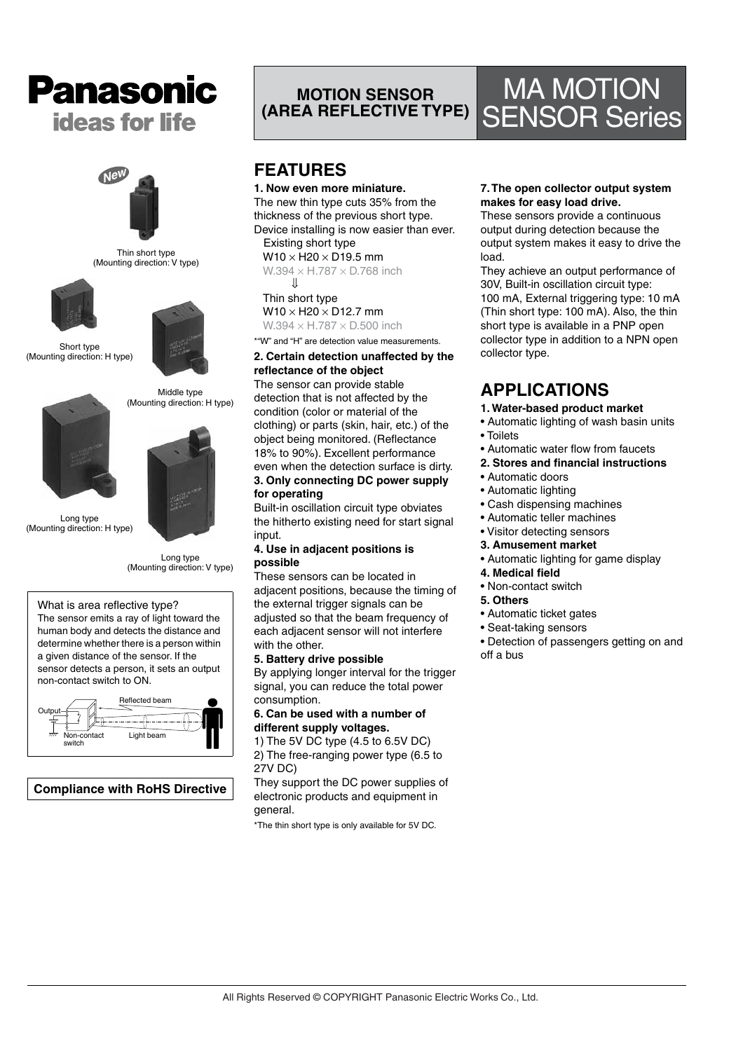# Panasonic
ideas for life

## MOTION SENSOR (AREA REFLECTIVE TYPE)

# MA MOTION SENSOR Series

New

Thin short type
(Mounting direction: V type)

Short type
(Mounting direction: H type)

Middle type
(Mounting direction: H type)

Long type
(Mounting direction: H type)

Long type
(Mounting direction: V type)

What is area reflective type?
The sensor emits a ray of light toward the human body and detects the distance and determine whether there is a person within a given distance of the sensor. If the sensor detects a person, it sets an output non-contact switch to ON.

Output, Non-contact switch, Reflected beam, Light beam

**Compliance with RoHS Directive**

## FEATURES

**1. Now even more miniature.**
The new thin type cuts 35% from the thickness of the previous short type. Device installing is now easier than ever.

Existing short type
W10 × H20 × D19.5 mm
W.394 × H.787 × D.768 inch
⇓
Thin short type
W10 × H20 × D12.7 mm
W.394 × H.787 × D.500 inch

*"W" and "H" are detection value measurements.

**2. Certain detection unaffected by the reflectance of the object**
The sensor can provide stable detection that is not affected by the condition (color or material of the clothing) or parts (skin, hair, etc.) of the object being monitored. (Reflectance 18% to 90%). Excellent performance even when the detection surface is dirty.

**3. Only connecting DC power supply for operating**
Built-in oscillation circuit type obviates the hitherto existing need for start signal input.

**4. Use in adjacent positions is possible**
These sensors can be located in adjacent positions, because the timing of the external trigger signals can be adjusted so that the beam frequency of each adjacent sensor will not interfere with the other.

**5. Battery drive possible**
By applying longer interval for the trigger signal, you can reduce the total power consumption.

**6. Can be used with a number of different supply voltages.**
1) The 5V DC type (4.5 to 6.5V DC)
2) The free-ranging power type (6.5 to 27V DC)
They support the DC power supplies of electronic products and equipment in general.

*The thin short type is only available for 5V DC.

**7. The open collector output system makes for easy load drive.**
These sensors provide a continuous output during detection because the output system makes it easy to drive the load.
They achieve an output performance of 30V, Built-in oscillation circuit type: 100 mA, External triggering type: 10 mA (Thin short type: 100 mA). Also, the thin short type is available in a PNP open collector type in addition to a NPN open collector type.

## APPLICATIONS

**1. Water-based product market**
- Automatic lighting of wash basin units
- Toilets
- Automatic water flow from faucets

**2. Stores and financial instructions**
- Automatic doors
- Automatic lighting
- Cash dispensing machines
- Automatic teller machines
- Visitor detecting sensors

**3. Amusement market**
- Automatic lighting for game display

**4. Medical field**
- Non-contact switch

**5. Others**
- Automatic ticket gates
- Seat-taking sensors
- Detection of passengers getting on and off a bus

All Rights Reserved © COPYRIGHT Panasonic Electric Works Co., Ltd.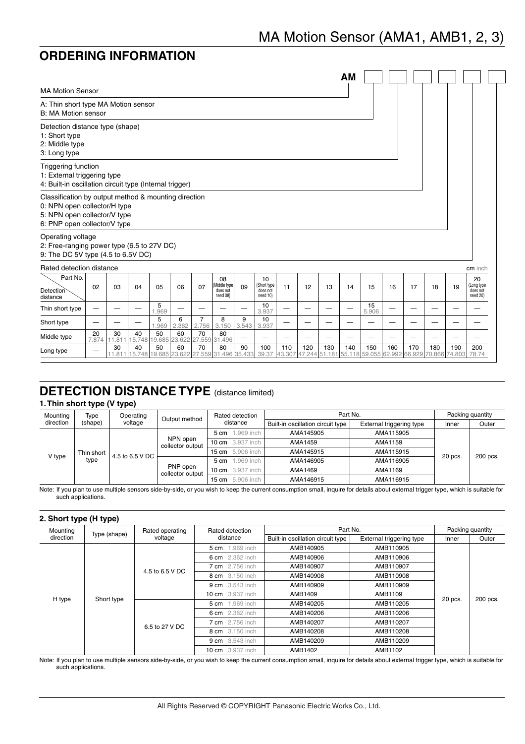## ORDERING INFORMATION

AM ☐ ☐ ☐ ☐ ☐ ☐

MA Motion Sensor

A: Thin short type MA Motion sensor
B: MA Motion sensor

Detection distance type (shape)
1: Short type
2: Middle type
3: Long type

Triggering function
1: External triggering type
4: Built-in oscillation circuit type (Internal trigger)

Classification by output method & mounting direction
0: NPN open collector/H type
5: NPN open collector/V type
6: PNP open collector/V type

Operating voltage
2: Free-ranging power type (6.5 to 27V DC)
9: The DC 5V type (4.5 to 6.5V DC)

Rated detection distance (cm inch)

| Part No. / Detection distance | 02 | 03 | 04 | 05 | 06 | 07 | 08 (Middle type does not need 08) | 09 | 10 (Short type does not need 10) | 11 | 12 | 13 | 14 | 15 | 16 | 17 | 18 | 19 | 20 (Long type does not need 20) |
|---|---|---|---|---|---|---|---|---|---|---|---|---|---|---|---|---|---|---|---|
| Thin short type | — | — | — | 5 1.969 | — | — | — | — | 10 3.937 | — | — | — | — | 15 5.906 | — | — | — | — | — |
| Short type | — | — | — | 5 1.969 | 6 2.362 | 7 2.756 | 8 3.150 | 9 3.543 | 10 3.937 | — | — | — | — | — | — | — | — | — | — |
| Middle type | 20 7.874 | 30 11.811 | 40 15.748 | 50 19.685 | 60 23.622 | 70 27.559 | 80 31.496 | — | — | — | — | — | — | — | — | — | — | — | — |
| Long type | — | 30 11.811 | 40 15.748 | 50 19.685 | 60 23.622 | 70 27.559 | 80 31.496 | 90 35.433 | 100 39.37 | 110 43.307 | 120 47.244 | 130 51.181 | 140 55.118 | 150 59.055 | 160 62.992 | 170 66.929 | 180 70.866 | 190 74.803 | 200 78.74 |

## DETECTION DISTANCE TYPE (distance limited)

### 1. Thin short type (V type)

| Mounting direction | Type (shape) | Operating voltage | Output method | Rated detection distance | Part No. | | Packing quantity | |
|---|---|---|---|---|---|---|---|---|
| | | | | | Built-in oscillation circuit type | External triggering type | Inner | Outer |
| V type | Thin short type | 4.5 to 6.5 V DC | NPN open collector output | 5 cm 1.969 inch | AMA145905 | AMA115905 | 20 pcs. | 200 pcs. |
| | | | | 10 cm 3.937 inch | AMA1459 | AMA1159 | | |
| | | | | 15 cm 5.906 inch | AMA145915 | AMA115915 | | |
| | | | PNP open collector output | 5 cm 1.969 inch | AMA146905 | AMA116905 | | |
| | | | | 10 cm 3.937 inch | AMA1469 | AMA1169 | | |
| | | | | 15 cm 5.906 inch | AMA146915 | AMA116915 | | |

Note: If you plan to use multiple sensors side-by-side, or you wish to keep the current consumption small, inquire for details about external trigger type, which is suitable for such applications.

### 2. Short type (H type)

| Mounting direction | Type (shape) | Rated operating voltage | Rated detection distance | Part No. | | Packing quantity | |
|---|---|---|---|---|---|---|---|
| | | | | Built-in oscillation circuit type | External triggering type | Inner | Outer |
| H type | Short type | 4.5 to 6.5 V DC | 5 cm 1.969 inch | AMB140905 | AMB110905 | 20 pcs. | 200 pcs. |
| | | | 6 cm 2.362 inch | AMB140906 | AMB110906 | | |
| | | | 7 cm 2.756 inch | AMB140907 | AMB110907 | | |
| | | | 8 cm 3.150 inch | AMB140908 | AMB110908 | | |
| | | | 9 cm 3.543 inch | AMB140909 | AMB110909 | | |
| | | | 10 cm 3.937 inch | AMB1409 | AMB1109 | | |
| | | 6.5 to 27 V DC | 5 cm 1.969 inch | AMB140205 | AMB110205 | | |
| | | | 6 cm 2.362 inch | AMB140206 | AMB110206 | | |
| | | | 7 cm 2.756 inch | AMB140207 | AMB110207 | | |
| | | | 8 cm 3.150 inch | AMB140208 | AMB110208 | | |
| | | | 9 cm 3.543 inch | AMB140209 | AMB110209 | | |
| | | | 10 cm 3.937 inch | AMB1402 | AMB1102 | | |

Note: If you plan to use multiple sensors side-by-side, or you wish to keep the current consumption small, inquire for details about external trigger type, which is suitable for such applications.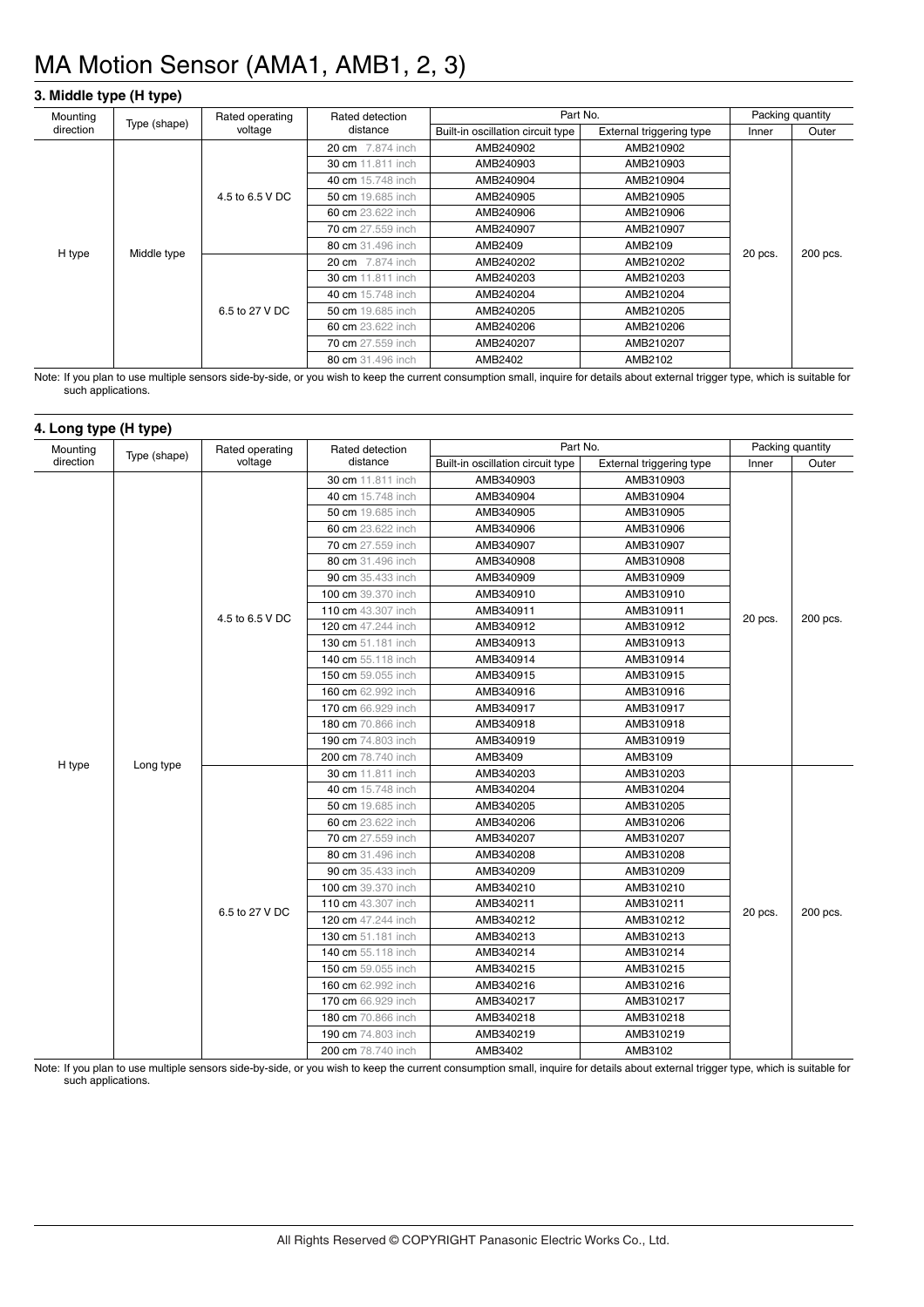# MA Motion Sensor (AMA1, AMB1, 2, 3)

### 3. Middle type (H type)

| Mounting direction | Type (shape) | Rated operating voltage | Rated detection distance | Part No. | | Packing quantity | |
|---|---|---|---|---|---|---|---|
| | | | | Built-in oscillation circuit type | External triggering type | Inner | Outer |
| H type | Middle type | 4.5 to 6.5 V DC | 20 cm 7.874 inch | AMB240902 | AMB210902 | 20 pcs. | 200 pcs. |
| | | | 30 cm 11.811 inch | AMB240903 | AMB210903 | | |
| | | | 40 cm 15.748 inch | AMB240904 | AMB210904 | | |
| | | | 50 cm 19.685 inch | AMB240905 | AMB210905 | | |
| | | | 60 cm 23.622 inch | AMB240906 | AMB210906 | | |
| | | | 70 cm 27.559 inch | AMB240907 | AMB210907 | | |
| | | | 80 cm 31.496 inch | AMB2409 | AMB2109 | | |
| | | 6.5 to 27 V DC | 20 cm 7.874 inch | AMB240202 | AMB210202 | | |
| | | | 30 cm 11.811 inch | AMB240203 | AMB210203 | | |
| | | | 40 cm 15.748 inch | AMB240204 | AMB210204 | | |
| | | | 50 cm 19.685 inch | AMB240205 | AMB210205 | | |
| | | | 60 cm 23.622 inch | AMB240206 | AMB210206 | | |
| | | | 70 cm 27.559 inch | AMB240207 | AMB210207 | | |
| | | | 80 cm 31.496 inch | AMB2402 | AMB2102 | | |

Note: If you plan to use multiple sensors side-by-side, or you wish to keep the current consumption small, inquire for details about external trigger type, which is suitable for such applications.

### 4. Long type (H type)

| Mounting direction | Type (shape) | Rated operating voltage | Rated detection distance | Part No. | | Packing quantity | |
|---|---|---|---|---|---|---|---|
| | | | | Built-in oscillation circuit type | External triggering type | Inner | Outer |
| H type | Long type | 4.5 to 6.5 V DC | 30 cm 11.811 inch | AMB340903 | AMB310903 | 20 pcs. | 200 pcs. |
| | | | 40 cm 15.748 inch | AMB340904 | AMB310904 | | |
| | | | 50 cm 19.685 inch | AMB340905 | AMB310905 | | |
| | | | 60 cm 23.622 inch | AMB340906 | AMB310906 | | |
| | | | 70 cm 27.559 inch | AMB340907 | AMB310907 | | |
| | | | 80 cm 31.496 inch | AMB340908 | AMB310908 | | |
| | | | 90 cm 35.433 inch | AMB340909 | AMB310909 | | |
| | | | 100 cm 39.370 inch | AMB340910 | AMB310910 | | |
| | | | 110 cm 43.307 inch | AMB340911 | AMB310911 | | |
| | | | 120 cm 47.244 inch | AMB340912 | AMB310912 | | |
| | | | 130 cm 51.181 inch | AMB340913 | AMB310913 | | |
| | | | 140 cm 55.118 inch | AMB340914 | AMB310914 | | |
| | | | 150 cm 59.055 inch | AMB340915 | AMB310915 | | |
| | | | 160 cm 62.992 inch | AMB340916 | AMB310916 | | |
| | | | 170 cm 66.929 inch | AMB340917 | AMB310917 | | |
| | | | 180 cm 70.866 inch | AMB340918 | AMB310918 | | |
| | | | 190 cm 74.803 inch | AMB340919 | AMB310919 | | |
| | | | 200 cm 78.740 inch | AMB3409 | AMB3109 | | |
| | | 6.5 to 27 V DC | 30 cm 11.811 inch | AMB340203 | AMB310203 | 20 pcs. | 200 pcs. |
| | | | 40 cm 15.748 inch | AMB340204 | AMB310204 | | |
| | | | 50 cm 19.685 inch | AMB340205 | AMB310205 | | |
| | | | 60 cm 23.622 inch | AMB340206 | AMB310206 | | |
| | | | 70 cm 27.559 inch | AMB340207 | AMB310207 | | |
| | | | 80 cm 31.496 inch | AMB340208 | AMB310208 | | |
| | | | 90 cm 35.433 inch | AMB340209 | AMB310209 | | |
| | | | 100 cm 39.370 inch | AMB340210 | AMB310210 | | |
| | | | 110 cm 43.307 inch | AMB340211 | AMB310211 | | |
| | | | 120 cm 47.244 inch | AMB340212 | AMB310212 | | |
| | | | 130 cm 51.181 inch | AMB340213 | AMB310213 | | |
| | | | 140 cm 55.118 inch | AMB340214 | AMB310214 | | |
| | | | 150 cm 59.055 inch | AMB340215 | AMB310215 | | |
| | | | 160 cm 62.992 inch | AMB340216 | AMB310216 | | |
| | | | 170 cm 66.929 inch | AMB340217 | AMB310217 | | |
| | | | 180 cm 70.866 inch | AMB340218 | AMB310218 | | |
| | | | 190 cm 74.803 inch | AMB340219 | AMB310219 | | |
| | | | 200 cm 78.740 inch | AMB3402 | AMB3102 | | |

Note: If you plan to use multiple sensors side-by-side, or you wish to keep the current consumption small, inquire for details about external trigger type, which is suitable for such applications.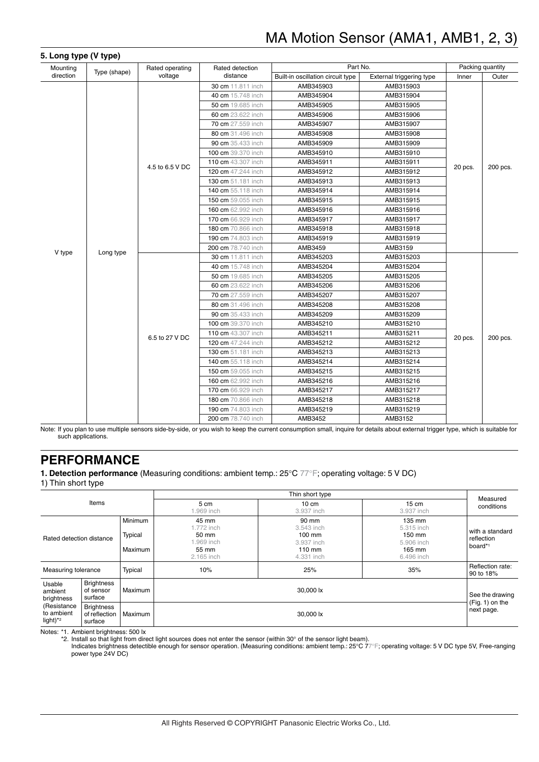### 5. Long type (V type)

| Mounting direction | Type (shape) | Rated operating voltage | Rated detection distance | Part No. | | Packing quantity | |
|---|---|---|---|---|---|---|---|
| | | | | Built-in oscillation circuit type | External triggering type | Inner | Outer |
| V type | Long type | 4.5 to 6.5 V DC | 30 cm 11.811 inch | AMB345903 | AMB315903 | 20 pcs. | 200 pcs. |
| | | | 40 cm 15.748 inch | AMB345904 | AMB315904 | | |
| | | | 50 cm 19.685 inch | AMB345905 | AMB315905 | | |
| | | | 60 cm 23.622 inch | AMB345906 | AMB315906 | | |
| | | | 70 cm 27.559 inch | AMB345907 | AMB315907 | | |
| | | | 80 cm 31.496 inch | AMB345908 | AMB315908 | | |
| | | | 90 cm 35.433 inch | AMB345909 | AMB315909 | | |
| | | | 100 cm 39.370 inch | AMB345910 | AMB315910 | | |
| | | | 110 cm 43.307 inch | AMB345911 | AMB315911 | | |
| | | | 120 cm 47.244 inch | AMB345912 | AMB315912 | | |
| | | | 130 cm 51.181 inch | AMB345913 | AMB315913 | | |
| | | | 140 cm 55.118 inch | AMB345914 | AMB315914 | | |
| | | | 150 cm 59.055 inch | AMB345915 | AMB315915 | | |
| | | | 160 cm 62.992 inch | AMB345916 | AMB315916 | | |
| | | | 170 cm 66.929 inch | AMB345917 | AMB315917 | | |
| | | | 180 cm 70.866 inch | AMB345918 | AMB315918 | | |
| | | | 190 cm 74.803 inch | AMB345919 | AMB315919 | | |
| | | | 200 cm 78.740 inch | AMB3459 | AMB3159 | | |
| | | 6.5 to 27 V DC | 30 cm 11.811 inch | AMB345203 | AMB315203 | 20 pcs. | 200 pcs. |
| | | | 40 cm 15.748 inch | AMB345204 | AMB315204 | | |
| | | | 50 cm 19.685 inch | AMB345205 | AMB315205 | | |
| | | | 60 cm 23.622 inch | AMB345206 | AMB315206 | | |
| | | | 70 cm 27.559 inch | AMB345207 | AMB315207 | | |
| | | | 80 cm 31.496 inch | AMB345208 | AMB315208 | | |
| | | | 90 cm 35.433 inch | AMB345209 | AMB315209 | | |
| | | | 100 cm 39.370 inch | AMB345210 | AMB315210 | | |
| | | | 110 cm 43.307 inch | AMB345211 | AMB315211 | | |
| | | | 120 cm 47.244 inch | AMB345212 | AMB315212 | | |
| | | | 130 cm 51.181 inch | AMB345213 | AMB315213 | | |
| | | | 140 cm 55.118 inch | AMB345214 | AMB315214 | | |
| | | | 150 cm 59.055 inch | AMB345215 | AMB315215 | | |
| | | | 160 cm 62.992 inch | AMB345216 | AMB315216 | | |
| | | | 170 cm 66.929 inch | AMB345217 | AMB315217 | | |
| | | | 180 cm 70.866 inch | AMB345218 | AMB315218 | | |
| | | | 190 cm 74.803 inch | AMB345219 | AMB315219 | | |
| | | | 200 cm 78.740 inch | AMB3452 | AMB3152 | | |

Note: If you plan to use multiple sensors side-by-side, or you wish to keep the current consumption small, inquire for details about external trigger type, which is suitable for such applications.

## PERFORMANCE

**1. Detection performance** (Measuring conditions: ambient temp.: 25°C 77°F; operating voltage: 5 V DC)

1) Thin short type

| Items | | | Thin short type: 5 cm 1.969 inch | Thin short type: 10 cm 3.937 inch | Thin short type: 15 cm 3.937 inch | Measured conditions |
|---|---|---|---|---|---|---|
| Rated detection distance | | Minimum | 45 mm 1.772 inch | 90 mm 3.543 inch | 135 mm 5.315 inch | with a standard reflection board*1 |
| | | Typical | 50 mm 1.969 inch | 100 mm 3.937 inch | 150 mm 5.906 inch | |
| | | Maximum | 55 mm 2.165 inch | 110 mm 4.331 inch | 165 mm 6.496 inch | |
| Measuring tolerance | | Typical | 10% | 25% | 35% | Reflection rate: 90 to 18% |
| Usable ambient brightness (Resistance to ambient light)*2 | Brightness of sensor surface | Maximum | 30,000 lx | | | See the drawing (Fig. 1) on the next page. |
| | Brightness of reflection surface | Maximum | 30,000 lx | | | |

Notes: *1. Ambient brightness: 500 lx

*2. Install so that light from direct light sources does not enter the sensor (within 30° of the sensor light beam).

Indicates brightness detectible enough for sensor operation. (Measuring conditions: ambient temp.: 25°C 77°F; operating voltage: 5 V DC type 5V, Free-ranging power type 24V DC)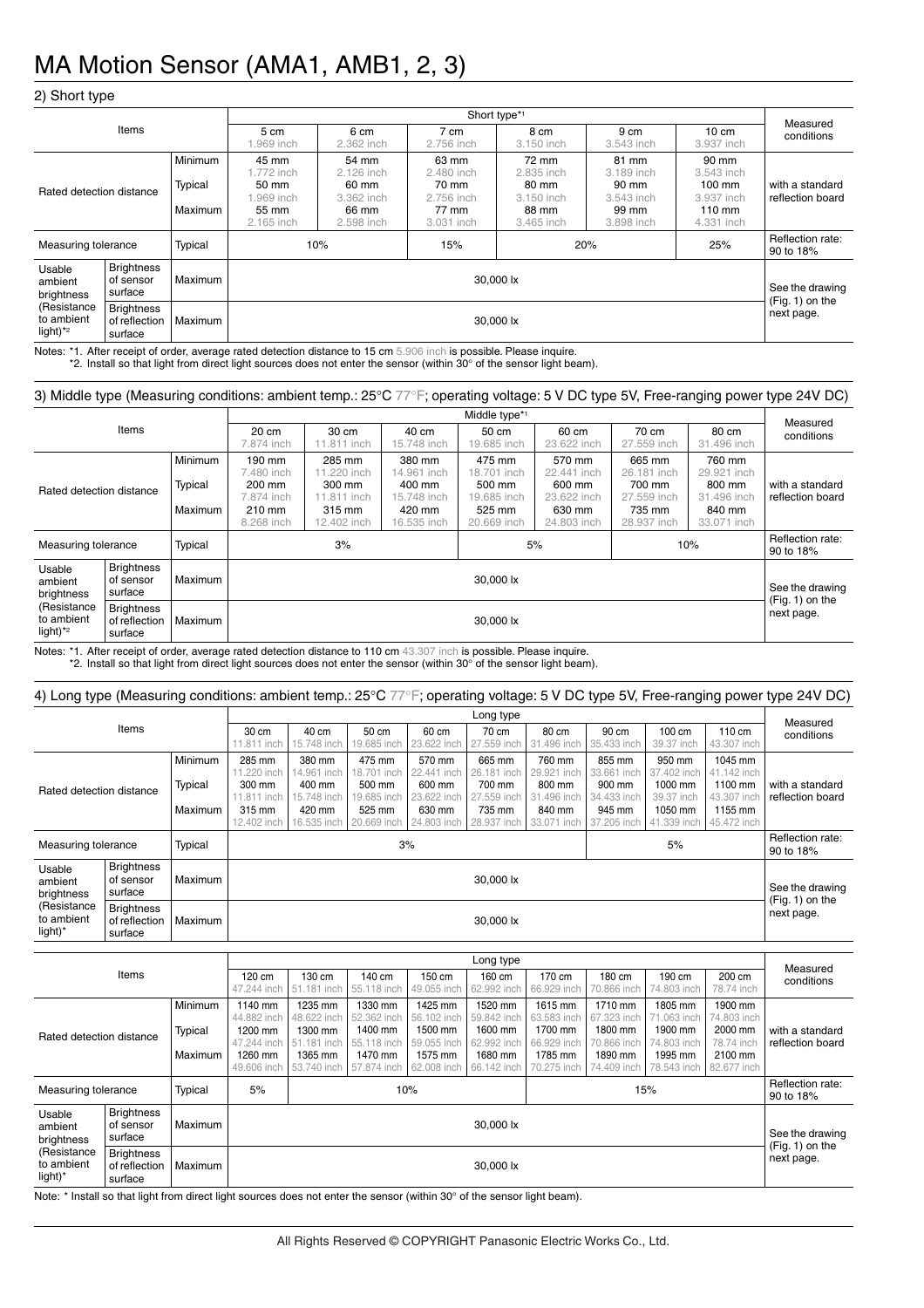# MA Motion Sensor (AMA1, AMB1, 2, 3)

## 2) Short type

| Items | | | Short type*1 | | | | | | Measured conditions |
|---|---|---|---|---|---|---|---|---|---|
| | | | 5 cm 1.969 inch | 6 cm 2.362 inch | 7 cm 2.756 inch | 8 cm 3.150 inch | 9 cm 3.543 inch | 10 cm 3.937 inch | |
| Rated detection distance | | Minimum | 45 mm 1.772 inch | 54 mm 2.126 inch | 63 mm 2.480 inch | 72 mm 2.835 inch | 81 mm 3.189 inch | 90 mm 3.543 inch | with a standard reflection board |
| | | Typical | 50 mm 1.969 inch | 60 mm 3.362 inch | 70 mm 2.756 inch | 80 mm 3.150 inch | 90 mm 3.543 inch | 100 mm 3.937 inch | |
| | | Maximum | 55 mm 2.165 inch | 66 mm 2.598 inch | 77 mm 3.031 inch | 88 mm 3.465 inch | 99 mm 3.898 inch | 110 mm 4.331 inch | |
| Measuring tolerance | | Typical | 10% | | 15% | 20% | | 25% | Reflection rate: 90 to 18% |
| Usable ambient brightness (Resistance to ambient light)*2 | Brightness of sensor surface | Maximum | 30,000 lx | | | | | | See the drawing (Fig. 1) on the next page. |
| | Brightness of reflection surface | Maximum | 30,000 lx | | | | | | |

Notes: *1. After receipt of order, average rated detection distance to 15 cm 5.906 inch is possible. Please inquire.
*2. Install so that light from direct light sources does not enter the sensor (within 30° of the sensor light beam).

## 3) Middle type (Measuring conditions: ambient temp.: 25°C 77°F; operating voltage: 5 V DC type 5V, Free-ranging power type 24V DC)

| Items | | | Middle type*1 | | | | | | | Measured conditions |
|---|---|---|---|---|---|---|---|---|---|---|
| | | | 20 cm 7.874 inch | 30 cm 11.811 inch | 40 cm 15.748 inch | 50 cm 19.685 inch | 60 cm 23.622 inch | 70 cm 27.559 inch | 80 cm 31.496 inch | |
| Rated detection distance | | Minimum | 190 mm 7.480 inch | 285 mm 11.220 inch | 380 mm 14.961 inch | 475 mm 18.701 inch | 570 mm 22.441 inch | 665 mm 26.181 inch | 760 mm 29.921 inch | with a standard reflection board |
| | | Typical | 200 mm 7.874 inch | 300 mm 11.811 inch | 400 mm 15.748 inch | 500 mm 19.685 inch | 600 mm 23.622 inch | 700 mm 27.559 inch | 800 mm 31.496 inch | |
| | | Maximum | 210 mm 8.268 inch | 315 mm 12.402 inch | 420 mm 16.535 inch | 525 mm 20.669 inch | 630 mm 24.803 inch | 735 mm 28.937 inch | 840 mm 33.071 inch | |
| Measuring tolerance | | Typical | 3% | | | 5% | | 10% | | Reflection rate: 90 to 18% |
| Usable ambient brightness (Resistance to ambient light)*2 | Brightness of sensor surface | Maximum | 30,000 lx | | | | | | | See the drawing (Fig. 1) on the next page. |
| | Brightness of reflection surface | Maximum | 30,000 lx | | | | | | | |

Notes: *1. After receipt of order, average rated detection distance to 110 cm 43.307 inch is possible. Please inquire.
*2. Install so that light from direct light sources does not enter the sensor (within 30° of the sensor light beam).

## 4) Long type (Measuring conditions: ambient temp.: 25°C 77°F; operating voltage: 5 V DC type 5V, Free-ranging power type 24V DC)

| Items | | | Long type | | | | | | | | | Measured conditions |
|---|---|---|---|---|---|---|---|---|---|---|---|---|
| | | | 30 cm 11.811 inch | 40 cm 15.748 inch | 50 cm 19.685 inch | 60 cm 23.622 inch | 70 cm 27.559 inch | 80 cm 31.496 inch | 90 cm 35.433 inch | 100 cm 39.37 inch | 110 cm 43.307 inch | |
| Rated detection distance | | Minimum | 285 mm 11.220 inch | 380 mm 14.961 inch | 475 mm 18.701 inch | 570 mm 22.441 inch | 665 mm 26.181 inch | 760 mm 29.921 inch | 855 mm 33.661 inch | 950 mm 37.402 inch | 1045 mm 41.142 inch | with a standard reflection board |
| | | Typical | 300 mm 11.811 inch | 400 mm 15.748 inch | 500 mm 19.685 inch | 600 mm 23.622 inch | 700 mm 27.559 inch | 800 mm 31.496 inch | 900 mm 34.433 inch | 1000 mm 39.37 inch | 1100 mm 43.307 inch | |
| | | Maximum | 315 mm 12.402 inch | 420 mm 16.535 inch | 525 mm 20.669 inch | 630 mm 24.803 inch | 735 mm 28.937 inch | 840 mm 33.071 inch | 945 mm 37.205 inch | 1050 mm 41.339 inch | 1155 mm 45.472 inch | |
| Measuring tolerance | | Typical | 3% | | | | | | 5% | | | Reflection rate: 90 to 18% |
| Usable ambient brightness (Resistance to ambient light)* | Brightness of sensor surface | Maximum | 30,000 lx | | | | | | | | | See the drawing (Fig. 1) on the next page. |
| | Brightness of reflection surface | Maximum | 30,000 lx | | | | | | | | | |

| Items | | | Long type | | | | | | | | | Measured conditions |
|---|---|---|---|---|---|---|---|---|---|---|---|---|
| | | | 120 cm 47.244 inch | 130 cm 51.181 inch | 140 cm 55.118 inch | 150 cm 49.055 inch | 160 cm 62.992 inch | 170 cm 66.929 inch | 180 cm 70.866 inch | 190 cm 74.803 inch | 200 cm 78.74 inch | |
| Rated detection distance | | Minimum | 1140 mm 44.882 inch | 1235 mm 48.622 inch | 1330 mm 52.362 inch | 1425 mm 56.102 inch | 1520 mm 59.842 inch | 1615 mm 63.583 inch | 1710 mm 67.323 inch | 1805 mm 71.063 inch | 1900 mm 74.803 inch | with a standard reflection board |
| | | Typical | 1200 mm 47.244 inch | 1300 mm 51.181 inch | 1400 mm 55.118 inch | 1500 mm 59.055 inch | 1600 mm 62.992 inch | 1700 mm 66.929 inch | 1800 mm 70.866 inch | 1900 mm 74.803 inch | 2000 mm 78.74 inch | |
| | | Maximum | 1260 mm 49.606 inch | 1365 mm 53.740 inch | 1470 mm 57.874 inch | 1575 mm 62.008 inch | 1680 mm 66.142 inch | 1785 mm 70.275 inch | 1890 mm 74.409 inch | 1995 mm 78.543 inch | 2100 mm 82.677 inch | |
| Measuring tolerance | | Typical | 5% | 10% | | | | 15% | | | | Reflection rate: 90 to 18% |
| Usable ambient brightness (Resistance to ambient light)* | Brightness of sensor surface | Maximum | 30,000 lx | | | | | | | | | See the drawing (Fig. 1) on the next page. |
| | Brightness of reflection surface | Maximum | 30,000 lx | | | | | | | | | |

Note: * Install so that light from direct light sources does not enter the sensor (within 30° of the sensor light beam).

All Rights Reserved © COPYRIGHT Panasonic Electric Works Co., Ltd.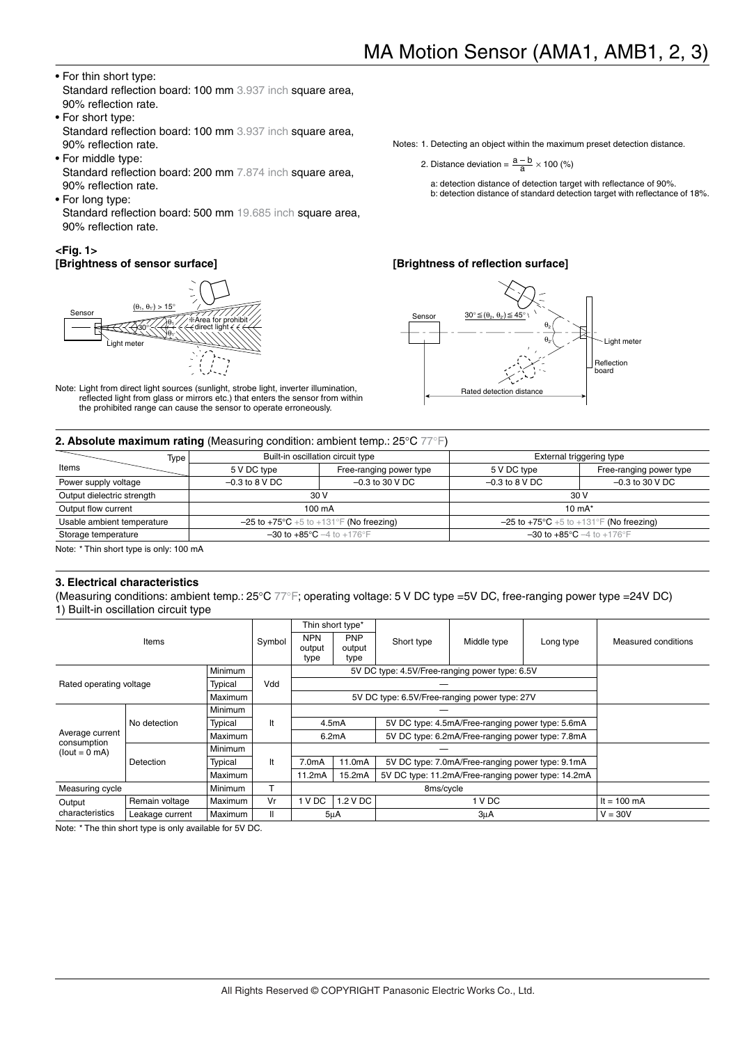- For thin short type:
  Standard reflection board: 100 mm 3.937 inch square area, 90% reflection rate.
- For short type:
  Standard reflection board: 100 mm 3.937 inch square area, 90% reflection rate.
- For middle type:
  Standard reflection board: 200 mm 7.874 inch square area, 90% reflection rate.
- For long type:
  Standard reflection board: 500 mm 19.685 inch square area, 90% reflection rate.

Notes: 1. Detecting an object within the maximum preset detection distance.

2. Distance deviation = $\frac{a - b}{a} \times 100$ (%)

a: detection distance of detection target with reflectance of 90%.
b: detection distance of standard detection target with reflectance of 18%.

**<Fig. 1>**
**[Brightness of sensor surface]**

Sensor
$(\theta_1, \theta_1) > 15°$
30°
$\theta_1$
$\theta_1$
※Area for prohibit direct light
Light meter

Note: Light from direct light sources (sunlight, strobe light, inverter illumination, reflected light from glass or mirrors etc.) that enters the sensor from within the prohibited range can cause the sensor to operate erroneously.

**[Brightness of reflection surface]**

Sensor
$30° \leqq (\theta_2, \theta_2) \leqq 45°$
$\theta_2$
$\theta_2$
Light meter
Reflection board
Rated detection distance

### 2. Absolute maximum rating (Measuring condition: ambient temp.: 25°C 77°F)

| Items \ Type | Built-in oscillation circuit type | | External triggering type | |
|---|---|---|---|---|
| | 5 V DC type | Free-ranging power type | 5 V DC type | Free-ranging power type |
| Power supply voltage | –0.3 to 8 V DC | –0.3 to 30 V DC | –0.3 to 8 V DC | –0.3 to 30 V DC |
| Output dielectric strength | 30 V | | 30 V | |
| Output flow current | 100 mA | | 10 mA* | |
| Usable ambient temperature | –25 to +75°C +5 to +131°F (No freezing) | | –25 to +75°C +5 to +131°F (No freezing) | |
| Storage temperature | –30 to +85°C –4 to +176°F | | –30 to +85°C –4 to +176°F | |

Note: * Thin short type is only: 100 mA

### 3. Electrical characteristics

(Measuring conditions: ambient temp.: 25°C 77°F; operating voltage: 5 V DC type =5V DC, free-ranging power type =24V DC)
1) Built-in oscillation circuit type

| Items | | | Symbol | Thin short type* NPN output type | Thin short type* PNP output type | Short type | Middle type | Long type | Measured conditions |
|---|---|---|---|---|---|---|---|---|---|
| Rated operating voltage | | Minimum | Vdd | 5V DC type: 4.5V/Free-ranging power type: 6.5V | | | | | |
| | | Typical | | — | | | | | |
| | | Maximum | | 5V DC type: 6.5V/Free-ranging power type: 27V | | | | | |
| Average current consumption (Iout = 0 mA) | No detection | Minimum | It | — | | | | | |
| | | Typical | | 4.5mA | | 5V DC type: 4.5mA/Free-ranging power type: 5.6mA | | | |
| | | Maximum | | 6.2mA | | 5V DC type: 6.2mA/Free-ranging power type: 7.8mA | | | |
| | Detection | Minimum | It | — | | | | | |
| | | Typical | | 7.0mA | 11.0mA | 5V DC type: 7.0mA/Free-ranging power type: 9.1mA | | | |
| | | Maximum | | 11.2mA | 15.2mA | 5V DC type: 11.2mA/Free-ranging power type: 14.2mA | | | |
| Measuring cycle | | Minimum | T | 8ms/cycle | | | | | |
| Output characteristics | Remain voltage | Maximum | Vr | 1 V DC | 1.2 V DC | 1 V DC | | | It = 100 mA |
| | Leakage current | Maximum | Il | 5μA | | 3μA | | | V = 30V |

Note: * The thin short type is only available for 5V DC.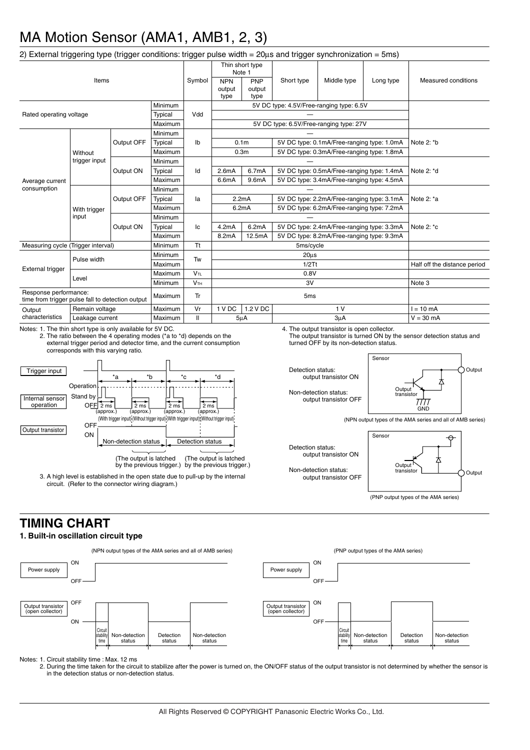# MA Motion Sensor (AMA1, AMB1, 2, 3)

2) External triggering type (trigger conditions: trigger pulse width = 20μs and trigger synchronization = 5ms)

| Items | | | | Symbol | Thin short type Note 1 NPN output type | Thin short type Note 1 PNP output type | Short type | Middle type | Long type | Measured conditions |
|---|---|---|---|---|---|---|---|---|---|---|
| Rated operating voltage | | | Minimum | Vdd | 5V DC type: 4.5V/Free-ranging type: 6.5V | | | | | |
| | | | Typical | | — | | | | | |
| | | | Maximum | | 5V DC type: 6.5V/Free-ranging type: 27V | | | | | |
| Average current consumption | Without trigger input | Output OFF | Minimum | Ib | — | | | | | Note 2: *b |
| | | | Typical | | 0.1m | | 5V DC type: 0.1mA/Free-ranging type: 1.0mA | | | |
| | | | Maximum | | 0.3m | | 5V DC type: 0.3mA/Free-ranging type: 1.8mA | | | |
| | | Output ON | Minimum | Id | — | | | | | Note 2: *d |
| | | | Typical | | 2.6mA | 6.7mA | 5V DC type: 0.5mA/Free-ranging type: 1.4mA | | | |
| | | | Maximum | | 6.6mA | 9.6mA | 5V DC type: 3.4mA/Free-ranging type: 4.5mA | | | |
| | With trigger input | Output OFF | Minimum | Ia | — | | | | | Note 2: *a |
| | | | Typical | | 2.2mA | | 5V DC type: 2.2mA/Free-ranging type: 3.1mA | | | |
| | | | Maximum | | 6.2mA | | 5V DC type: 6.2mA/Free-ranging type: 7.2mA | | | |
| | | Output ON | Minimum | Ic | — | | | | | Note 2: *c |
| | | | Typical | | 4.2mA | 6.2mA | 5V DC type: 2.4mA/Free-ranging type: 3.3mA | | | |
| | | | Maximum | | 8.2mA | 12.5mA | 5V DC type: 8.2mA/Free-ranging type: 9.3mA | | | |
| Measuring cycle (Trigger interval) | | | Minimum | Tt | 5ms/cycle | | | | | |
| External trigger | Pulse width | | Minimum | Tw | 20μs | | | | | |
| | | | Maximum | | 1/2Tt | | | | | Half off the distance period |
| | Level | | Maximum | $V_{TL}$ | 0.8V | | | | | |
| | | | Minimum | $V_{TH}$ | 3V | | | | | Note 3 |
| Response performance: time from trigger pulse fall to detection output | | | Maximum | Tr | 5ms | | | | | |
| Output characteristics | Remain voltage | | Maximum | Vr | 1 V DC | 1.2 V DC | 1 V | | | I = 10 mA |
| | Leakage current | | Maximum | Il | 5μA | | 3μA | | | V = 30 mA |

Notes: 1. The thin short type is only available for 5V DC.
2. The ratio between the 4 operating modes (*a to *d) depends on the external trigger period and detector time, and the current consumption corresponds with this varying ratio.

Trigger input / Internal sensor operation (Operation, Stand by, OFF; 2 ms (approx.) With trigger input, 2 ms (approx.) Without trigger input, 2 ms (approx.) With trigger input, 2 ms (approx.) Without trigger input; *a, *b, *c, *d) / Output transistor (OFF, ON): Non-detection status (The output is latched by the previous trigger.), Detection status (The output is latched by the previous trigger.)

3. A high level is established in the open state due to pull-up by the internal circuit. (Refer to the connector wiring diagram.)

4. The output transistor is open collector.
The output transistor is turned ON by the sensor detection status and turned OFF by its non-detection status.

Detection status: output transistor ON
Non-detection status: output transistor OFF

(NPN output types of the AMA series and all of AMB series)

Detection status: output transistor ON
Non-detection status: output transistor OFF

(PNP output types of the AMA series)

## TIMING CHART

### 1. Built-in oscillation circuit type

(NPN output types of the AMA series and all of AMB series)

Power supply: ON / OFF
Output transistor (open collector): OFF / ON — Circuit stability time, Non-detection status, Detection status, Non-detection status

(PNP output types of the AMA series)

Power supply: ON / OFF
Output transistor (open collector): ON / OFF — Circuit stability time, Non-detection status, Detection status, Non-detection status

Notes: 1. Circuit stability time : Max. 12 ms
2. During the time taken for the circuit to stabilize after the power is turned on, the ON/OFF status of the output transistor is not determined by whether the sensor is in the detection status or non-detection status.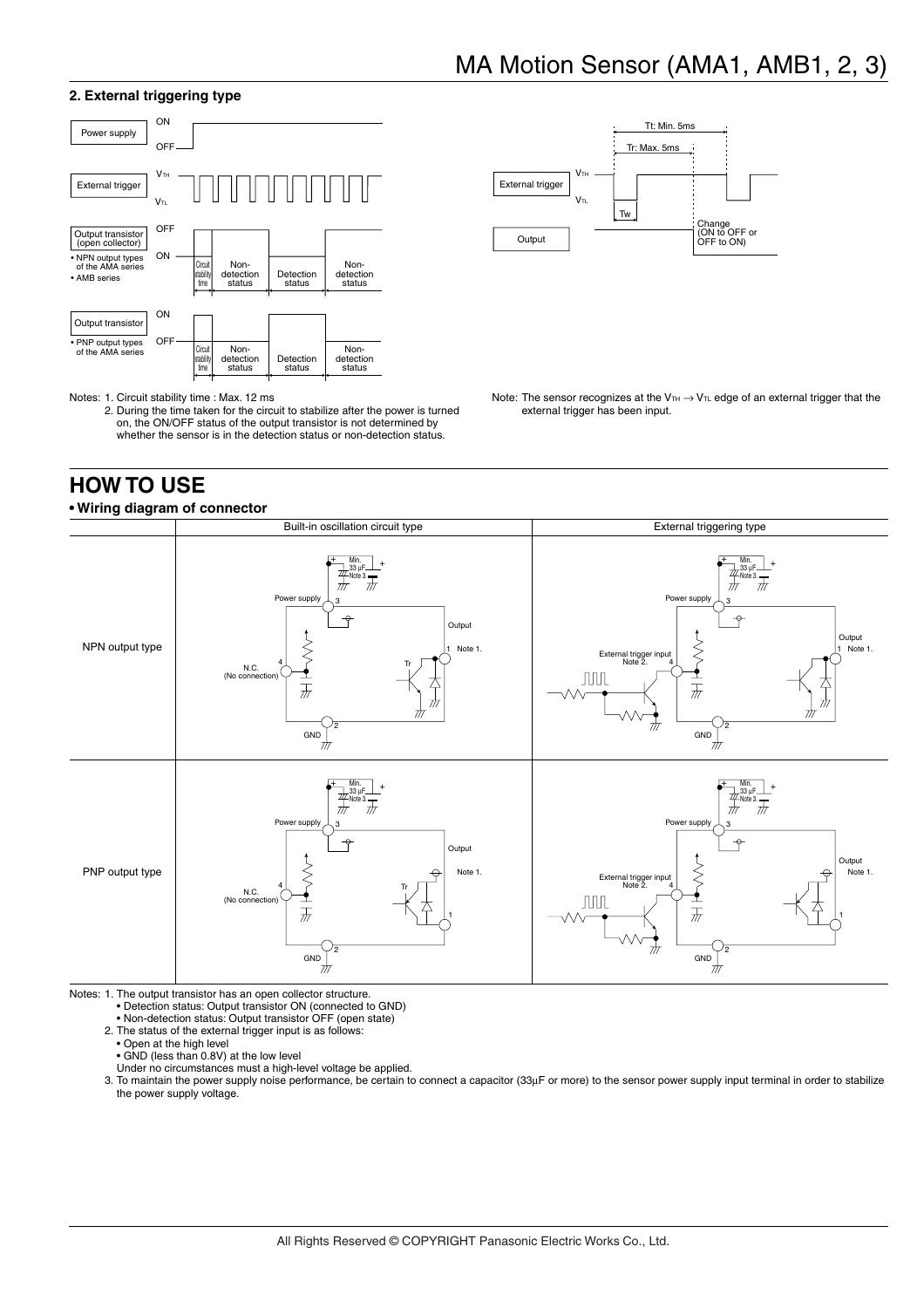## 2. External triggering type

Notes: 1. Circuit stability time : Max. 12 ms

2. During the time taken for the circuit to stabilize after the power is turned on, the ON/OFF status of the output transistor is not determined by whether the sensor is in the detection status or non-detection status.

Note: The sensor recognizes at the $V_{TH} \rightarrow V_{TL}$ edge of an external trigger that the external trigger has been input.

# HOW TO USE

**• Wiring diagram of connector**

| | Built-in oscillation circuit type | External triggering type |
|---|---|---|
| NPN output type | | |
| PNP output type | | |

Notes: 1. The output transistor has an open collector structure.

- Detection status: Output transistor ON (connected to GND)
- Non-detection status: Output transistor OFF (open state)

2. The status of the external trigger input is as follows:

- Open at the high level
- GND (less than 0.8V) at the low level

Under no circumstances must a high-level voltage be applied.

3. To maintain the power supply noise performance, be certain to connect a capacitor (33µF or more) to the sensor power supply input terminal in order to stabilize the power supply voltage.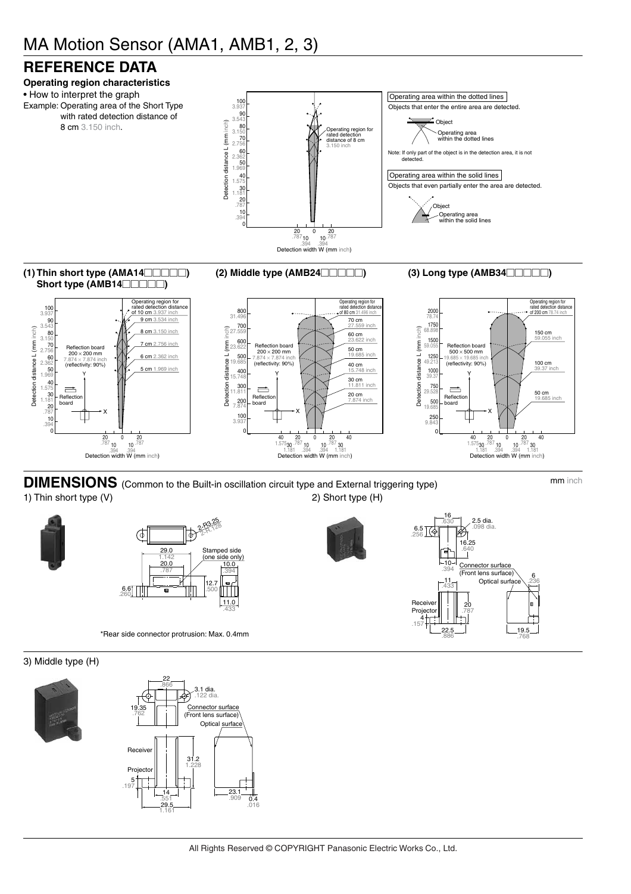# MA Motion Sensor (AMA1, AMB1, 2, 3)

## REFERENCE DATA

**Operating region characteristics**

• How to interpret the graph

Example: Operating area of the Short Type with rated detection distance of 8 cm 3.150 inch.

Operating area within the dotted lines

Objects that enter the entire area are detected.

Note: If only part of the object is in the detection area, it is not detected.

Operating area within the solid lines

Objects that even partially enter the area are detected.

**(1) Thin short type (AMA14□□□□□) Short type (AMB14□□□□□)**

**(2) Middle type (AMB24□□□□□)**

**(3) Long type (AMB34□□□□□)**

## DIMENSIONS (Common to the Built-in oscillation circuit type and External triggering type)

mm inch

1) Thin short type (V)

*Rear side connector protrusion: Max. 0.4mm

2) Short type (H)

3) Middle type (H)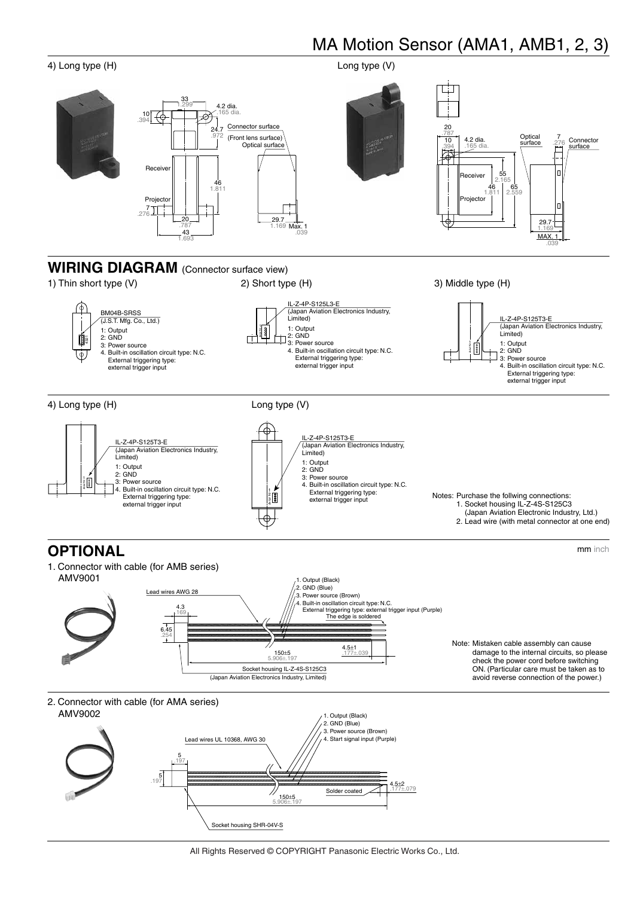# MA Motion Sensor (AMA1, AMB1, 2, 3)

4) Long type (H)

Dimensions: 33 (1.299), 4.2 dia. (.165 dia.), 10 (.394), 24.7 (.972), Connector surface, (Front lens surface) Optical surface, Receiver, 46 (1.811), Projector, 7 (.276), 20 (.787), 43 (1.693), 29.7 (1.169), Max. 1 (.039)

Long type (V)

Dimensions: 20 (.787), 10 (.394), 4.2 dia. (.165 dia.), Optical surface, 7 (.276), Connector surface, Receiver, 55 (2.165), 46 (1.811), 65 (2.559), Projector, 29.7 (1.169), MAX. 1 (.039)

## WIRING DIAGRAM (Connector surface view)

1) Thin short type (V)

BM04B-SRSS (J.S.T. Mfg. Co., Ltd.)
1: Output
2: GND
3: Power source
4. Built-in oscillation circuit type: N.C. External triggering type: external trigger input

2) Short type (H)

IL-Z-4P-S125L3-E (Japan Aviation Electronics Industry, Limited)
1: Output
2: GND
3: Power source
4. Built-in oscillation circuit type: N.C. External triggering type: external trigger input

3) Middle type (H)

IL-Z-4P-S125T3-E (Japan Aviation Electronics Industry, Limited)
1: Output
2: GND
3: Power source
4. Built-in oscillation circuit type: N.C. External triggering type: external trigger input

4) Long type (H)

IL-Z-4P-S125T3-E (Japan Aviation Electronics Industry, Limited)
1: Output
2: GND
3: Power source
4. Built-in oscillation circuit type: N.C. External triggering type: external trigger input

Long type (V)

IL-Z-4P-S125T3-E (Japan Aviation Electronics Industry, Limited)
1: Output
2: GND
3: Power source
4. Built-in oscillation circuit type: N.C. External triggering type: external trigger input

Notes: Purchase the follwing connections:
1. Socket housing IL-Z-4S-S125C3 (Japan Aviation Electronic Industry, Ltd.)
2. Lead wire (with metal connector at one end)

## OPTIONAL

mm inch

1. Connector with cable (for AMB series)
AMV9001

Lead wires AWG 28

1. Output (Black)
2. GND (Blue)
3. Power source (Brown)
4. Built-in oscillation circuit type: N.C. External triggering type: external trigger input (Purple)

The edge is soldered

Dimensions: 4.3 (.169), 6.45 (.254), 150±5 (5.906±.197), 4.5±1 (.177±.039)

Socket housing IL-Z-4S-S125C3 (Japan Aviation Electronics Industry, Limited)

Note: Mistaken cable assembly can cause damage to the internal circuits, so please check the power cord before switching ON. (Particular care must be taken as to avoid reverse connection of the power.)

2. Connector with cable (for AMA series)
AMV9002

Lead wires UL 10368, AWG 30

1. Output (Black)
2. GND (Blue)
3. Power source (Brown)
4. Start signal input (Purple)

Solder coated

Dimensions: 5 (.197), 5 (.197), 150±5 (5.906±.197), 4.5±2 (.177±.079)

Socket housing SHR-04V-S

All Rights Reserved © COPYRIGHT Panasonic Electric Works Co., Ltd.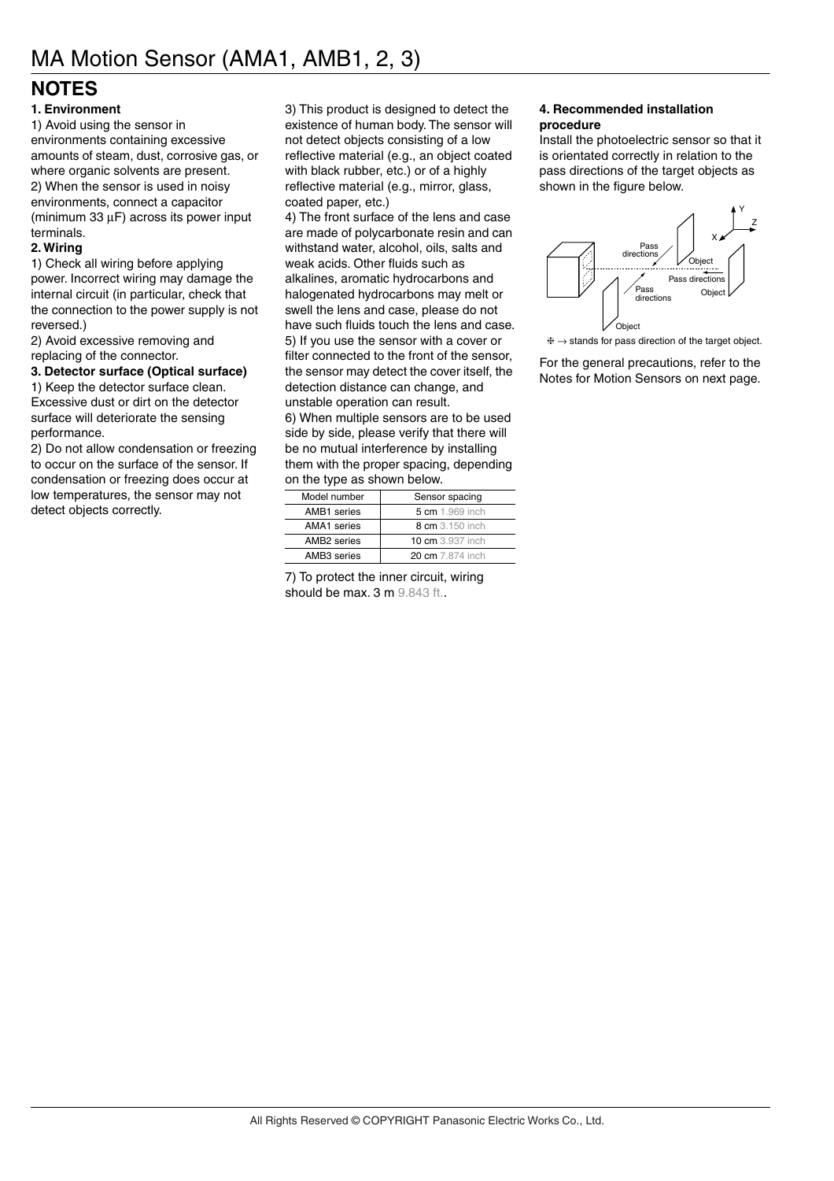# MA Motion Sensor (AMA1, AMB1, 2, 3)

## NOTES

**1. Environment**

1) Avoid using the sensor in environments containing excessive amounts of steam, dust, corrosive gas, or where organic solvents are present.

2) When the sensor is used in noisy environments, connect a capacitor (minimum 33 μF) across its power input terminals.

**2. Wiring**

1) Check all wiring before applying power. Incorrect wiring may damage the internal circuit (in particular, check that the connection to the power supply is not reversed.)

2) Avoid excessive removing and replacing of the connector.

**3. Detector surface (Optical surface)**

1) Keep the detector surface clean. Excessive dust or dirt on the detector surface will deteriorate the sensing performance.

2) Do not allow condensation or freezing to occur on the surface of the sensor. If condensation or freezing does occur at low temperatures, the sensor may not detect objects correctly.

3) This product is designed to detect the existence of human body. The sensor will not detect objects consisting of a low reflective material (e.g., an object coated with black rubber, etc.) or of a highly reflective material (e.g., mirror, glass, coated paper, etc.)

4) The front surface of the lens and case are made of polycarbonate resin and can withstand water, alcohol, oils, salts and weak acids. Other fluids such as alkalines, aromatic hydrocarbons and halogenated hydrocarbons may melt or swell the lens and case, please do not have such fluids touch the lens and case.

5) If you use the sensor with a cover or filter connected to the front of the sensor, the sensor may detect the cover itself, the detection distance can change, and unstable operation can result.

6) When multiple sensors are to be used side by side, please verify that there will be no mutual interference by installing them with the proper spacing, depending on the type as shown below.

| Model number | Sensor spacing |
|---|---|
| AMB1 series | 5 cm 1.969 inch |
| AMA1 series | 8 cm 3.150 inch |
| AMB2 series | 10 cm 3.937 inch |
| AMB3 series | 20 cm 7.874 inch |

7) To protect the inner circuit, wiring should be max. 3 m 9.843 ft..

**4. Recommended installation procedure**

Install the photoelectric sensor so that it is orientated correctly in relation to the pass directions of the target objects as shown in the figure below.

※ → stands for pass direction of the target object.

For the general precautions, refer to the Notes for Motion Sensors on next page.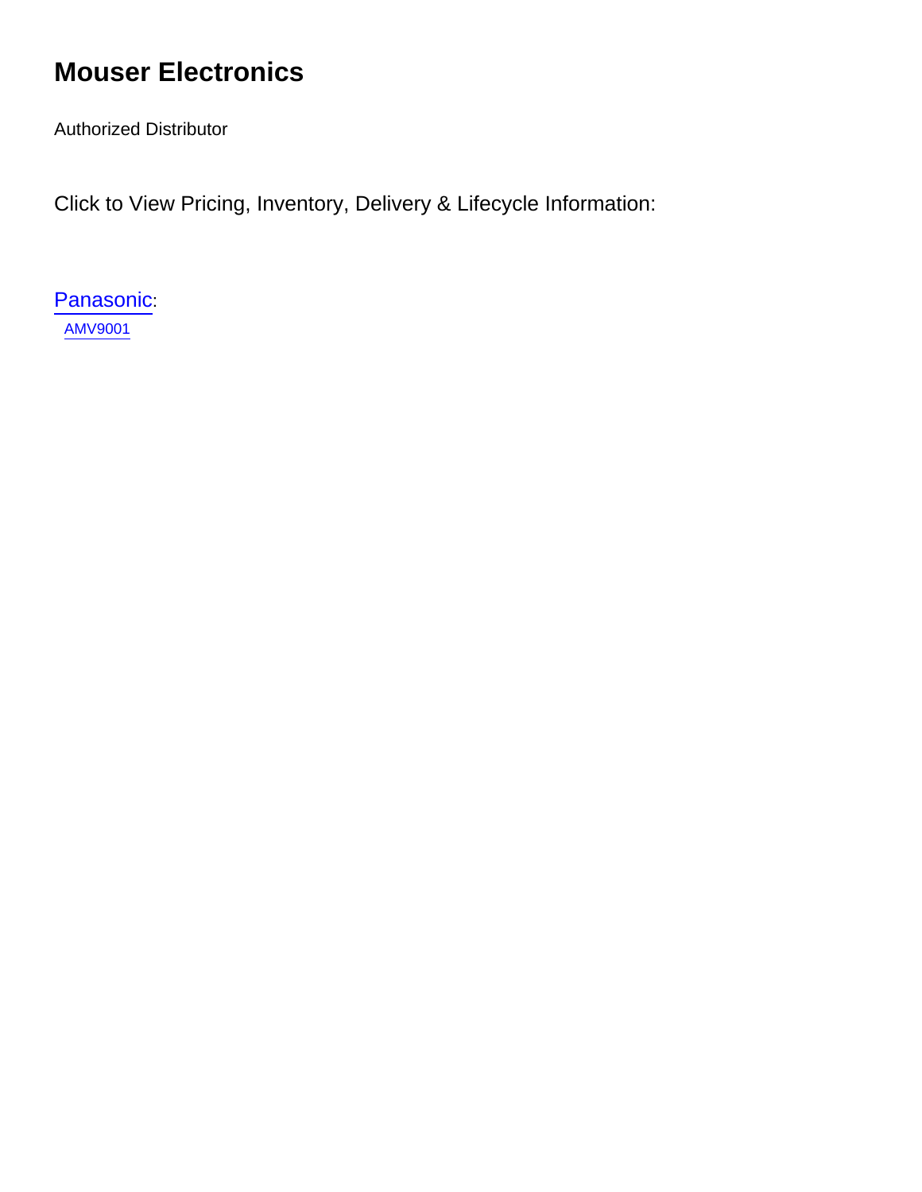# Mouser Electronics

Authorized Distributor

Click to View Pricing, Inventory, Delivery & Lifecycle Information:

Panasonic:

AMV9001